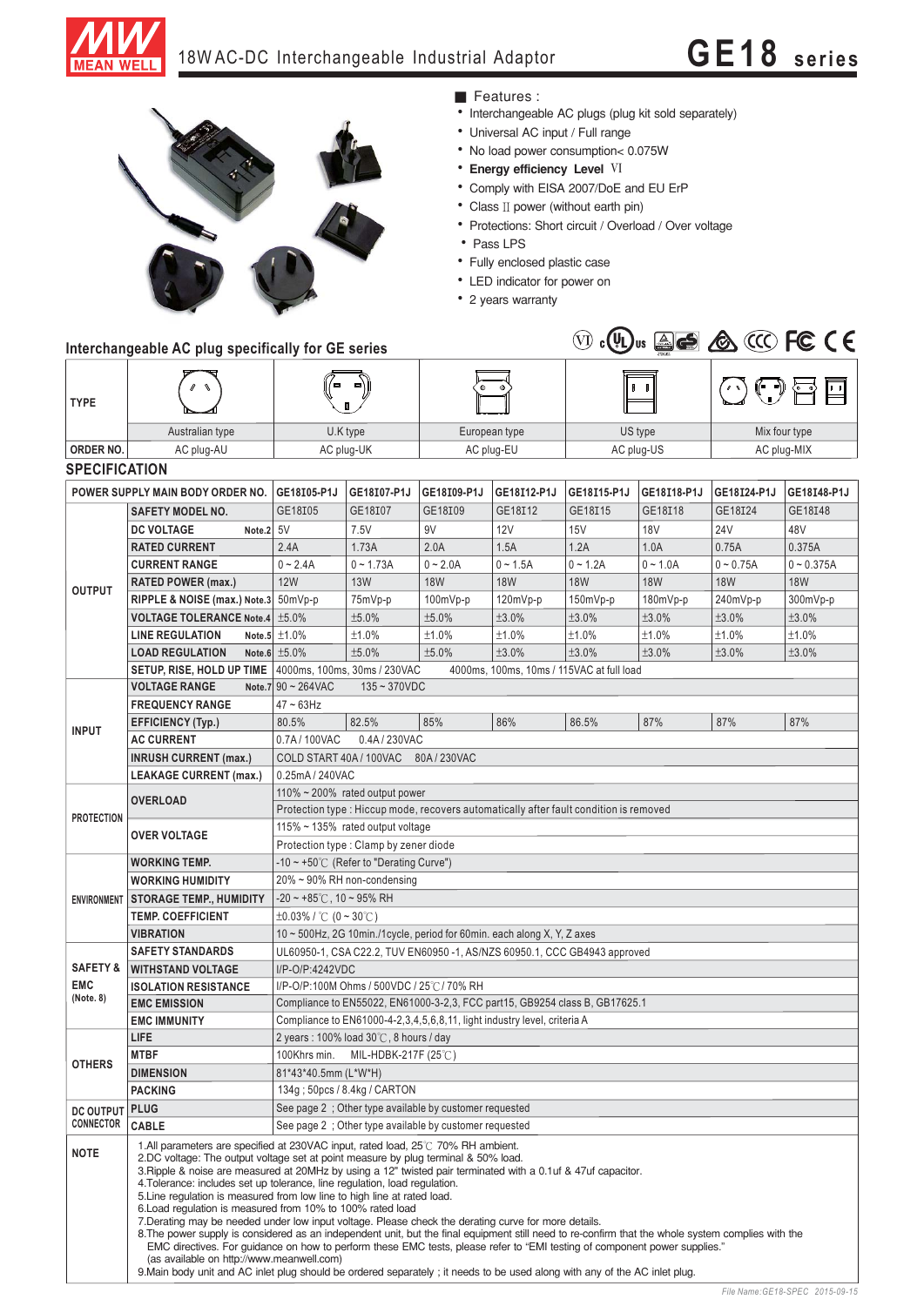# 18W AC-DC Interchangeable Industrial Adaptor

# GE18 series

■ Features :

- Interchangeable AC plugs (plug kit sold separately)
- Universal AC input / Full range
- No load power consumption< 0.075W
- **Energy efficiency Level** Ⅵ
- Comply with EISA 2007/DoE and EU ErP
- Class Ⅱ power (without earth pin)
- Protections: Short circuit / Overload / Over voltage
- Pass LPS
- Fully enclosed plastic case
- LED indicator for power on
- 2 years warranty

## Interchangeable AC plug specifically for GE series

| TYPE | Australian type | U.K type | European type | US type | Mix four type |
|---|---|---|---|---|---|
| ORDER NO. | AC plug-AU | AC plug-UK | AC plug-EU | AC plug-US | AC plug-MIX |

## SPECIFICATION

| POWER SUPPLY MAIN BODY ORDER NO. | | GE18I05-P1J | GE18I07-P1J | GE18I09-P1J | GE18I12-P1J | GE18I15-P1J | GE18I18-P1J | GE18I24-P1J | GE18I48-P1J |
|---|---|---|---|---|---|---|---|---|---|
| OUTPUT | SAFETY MODEL NO. | GE18I05 | GE18I07 | GE18I09 | GE18I12 | GE18I15 | GE18I18 | GE18I24 | GE18I48 |
| | DC VOLTAGE Note.2 | 5V | 7.5V | 9V | 12V | 15V | 18V | 24V | 48V |
| | RATED CURRENT | 2.4A | 1.73A | 2.0A | 1.5A | 1.2A | 1.0A | 0.75A | 0.375A |
| | CURRENT RANGE | 0 ~ 2.4A | 0 ~ 1.73A | 0 ~ 2.0A | 0 ~ 1.5A | 0 ~ 1.2A | 0 ~ 1.0A | 0 ~ 0.75A | 0 ~ 0.375A |
| | RATED POWER (max.) | 12W | 13W | 18W | 18W | 18W | 18W | 18W | 18W |
| | RIPPLE & NOISE (max.) Note.3 | 50mVp-p | 75mVp-p | 100mVp-p | 120mVp-p | 150mVp-p | 180mVp-p | 240mVp-p | 300mVp-p |
| | VOLTAGE TOLERANCE Note.4 | ±5.0% | ±5.0% | ±5.0% | ±3.0% | ±3.0% | ±3.0% | ±3.0% | ±3.0% |
| | LINE REGULATION Note.5 | ±1.0% | ±1.0% | ±1.0% | ±1.0% | ±1.0% | ±1.0% | ±1.0% | ±1.0% |
| | LOAD REGULATION Note.6 | ±5.0% | ±5.0% | ±5.0% | ±3.0% | ±3.0% | ±3.0% | ±3.0% | ±3.0% |
| | SETUP, RISE, HOLD UP TIME | 4000ms, 100ms, 30ms / 230VAC 4000ms, 100ms, 10ms / 115VAC at full load | | | | | | | |
| INPUT | VOLTAGE RANGE Note.7 | 90 ~ 264VAC 135 ~ 370VDC | | | | | | | |
| | FREQUENCY RANGE | 47 ~ 63Hz | | | | | | | |
| | EFFICIENCY (Typ.) | 80.5% | 82.5% | 85% | 86% | 86.5% | 87% | 87% | 87% |
| | AC CURRENT | 0.7A / 100VAC 0.4A / 230VAC | | | | | | | |
| | INRUSH CURRENT (max.) | COLD START 40A / 100VAC 80A / 230VAC | | | | | | | |
| | LEAKAGE CURRENT (max.) | 0.25mA / 240VAC | | | | | | | |
| PROTECTION | OVERLOAD | 110% ~ 200% rated output power | | | | | | | |
| | | Protection type : Hiccup mode, recovers automatically after fault condition is removed | | | | | | | |
| | OVER VOLTAGE | 115% ~ 135% rated output voltage | | | | | | | |
| | | Protection type : Clamp by zener diode | | | | | | | |
| ENVIRONMENT | WORKING TEMP. | -10 ~ +50℃ (Refer to "Derating Curve") | | | | | | | |
| | WORKING HUMIDITY | 20% ~ 90% RH non-condensing | | | | | | | |
| | STORAGE TEMP., HUMIDITY | -20 ~ +85℃, 10 ~ 95% RH | | | | | | | |
| | TEMP. COEFFICIENT | ±0.03% / ℃ (0 ~ 30℃) | | | | | | | |
| | VIBRATION | 10 ~ 500Hz, 2G 10min./1cycle, period for 60min. each along X, Y, Z axes | | | | | | | |
| SAFETY & EMC (Note. 8) | SAFETY STANDARDS | UL60950-1, CSA C22.2, TUV EN60950 -1, AS/NZS 60950.1, CCC GB4943 approved | | | | | | | |
| | WITHSTAND VOLTAGE | I/P-O/P:4242VDC | | | | | | | |
| | ISOLATION RESISTANCE | I/P-O/P:100M Ohms / 500VDC / 25℃/ 70% RH | | | | | | | |
| | EMC EMISSION | Compliance to EN55022, EN61000-3-2,3, FCC part15, GB9254 class B, GB17625.1 | | | | | | | |
| | EMC IMMUNITY | Compliance to EN61000-4-2,3,4,5,6,8,11, light industry level, criteria A | | | | | | | |
| OTHERS | LIFE | 2 years : 100% load 30℃, 8 hours / day | | | | | | | |
| | MTBF | 100Khrs min. MIL-HDBK-217F (25℃) | | | | | | | |
| | DIMENSION | 81*43*40.5mm (L*W*H) | | | | | | | |
| | PACKING | 134g ; 50pcs / 8.4kg / CARTON | | | | | | | |
| DC OUTPUT CONNECTOR | PLUG | See page 2 ; Other type available by customer requested | | | | | | | |
| | CABLE | See page 2 ; Other type available by customer requested | | | | | | | |

**NOTE**

1. All parameters are specified at 230VAC input, rated load, 25℃ 70% RH ambient.
2. DC voltage: The output voltage set at point measure by plug terminal & 50% load.
3. Ripple & noise are measured at 20MHz by using a 12" twisted pair terminated with a 0.1uf & 47uf capacitor.
4. Tolerance: includes set up tolerance, line regulation, load regulation.
5. Line regulation is measured from low line to high line at rated load.
6. Load regulation is measured from 10% to 100% rated load
7. Derating may be needed under low input voltage. Please check the derating curve for more details.
8. The power supply is considered as an independent unit, but the final equipment still need to re-confirm that the whole system complies with the EMC directives. For guidance on how to perform these EMC tests, please refer to "EMI testing of component power supplies." (as available on http://www.meanwell.com)
9. Main body unit and AC inlet plug should be ordered separately ; it needs to be used along with any of the AC inlet plug.

File Name:GE18-SPEC 2015-09-15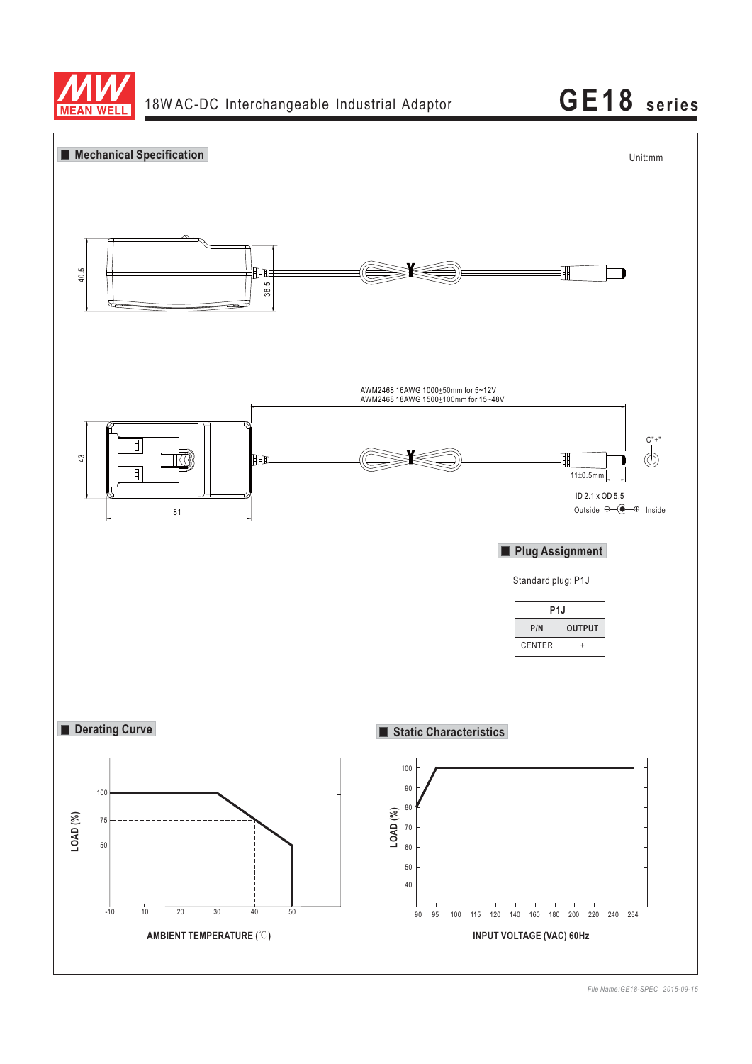## Mechanical Specification

Unit:mm

40.5

36.5

AWM2468 16AWG 1000±50mm for 5~12V
AWM2468 18AWG 1500±100mm for 15~48V

43

81

C"+"

11±0.5mm

ID 2.1 x OD 5.5

Outside ⊖—⊕ Inside

## Plug Assignment

Standard plug: P1J

| P1J | |
|---|---|
| P/N | OUTPUT |
| CENTER | + |

## Derating Curve

LOAD (%)

100
75
50

-10 10 20 30 40 50

AMBIENT TEMPERATURE (℃)

## Static Characteristics

LOAD (%)

100
90
80
70
60
50
40

90 95 100 115 120 140 160 180 200 220 240 264

INPUT VOLTAGE (VAC) 60Hz